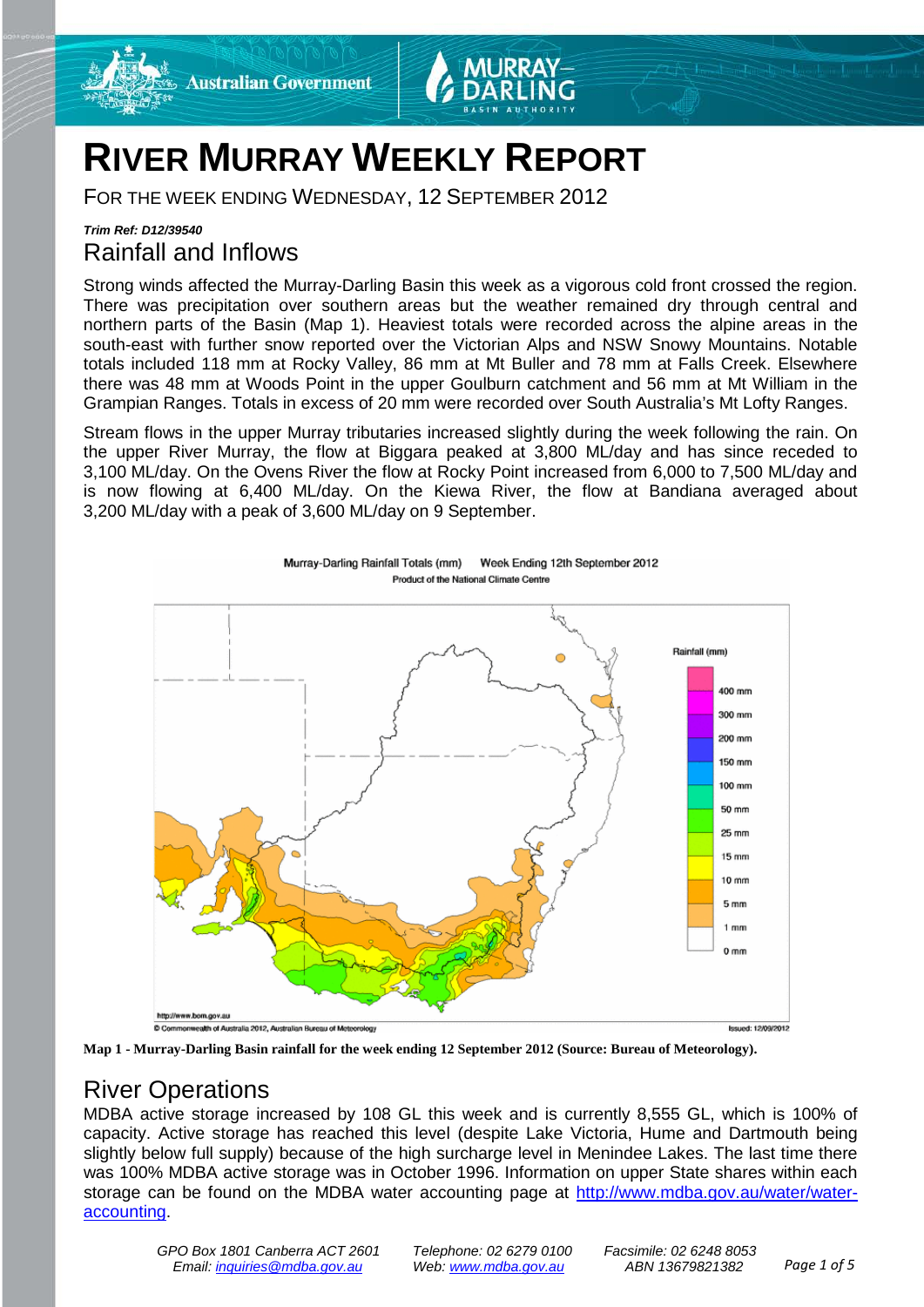# RIVER MURRAY WEEKLY REPORT

FOR THE WEEK ENDING WEDNESDAY, 12 SEPTEMBER 2012

***Trim Ref: D12/39540***

## Rainfall and Inflows

Strong winds affected the Murray-Darling Basin this week as a vigorous cold front crossed the region. There was precipitation over southern areas but the weather remained dry through central and northern parts of the Basin (Map 1). Heaviest totals were recorded across the alpine areas in the south-east with further snow reported over the Victorian Alps and NSW Snowy Mountains. Notable totals included 118 mm at Rocky Valley, 86 mm at Mt Buller and 78 mm at Falls Creek. Elsewhere there was 48 mm at Woods Point in the upper Goulburn catchment and 56 mm at Mt William in the Grampian Ranges. Totals in excess of 20 mm were recorded over South Australia's Mt Lofty Ranges.

Stream flows in the upper Murray tributaries increased slightly during the week following the rain. On the upper River Murray, the flow at Biggara peaked at 3,800 ML/day and has since receded to 3,100 ML/day. On the Ovens River the flow at Rocky Point increased from 6,000 to 7,500 ML/day and is now flowing at 6,400 ML/day. On the Kiewa River, the flow at Bandiana averaged about 3,200 ML/day with a peak of 3,600 ML/day on 9 September.

**Map 1 - Murray-Darling Basin rainfall for the week ending 12 September 2012 (Source: Bureau of Meteorology).**

## River Operations

MDBA active storage increased by 108 GL this week and is currently 8,555 GL, which is 100% of capacity. Active storage has reached this level (despite Lake Victoria, Hume and Dartmouth being slightly below full supply) because of the high surcharge level in Menindee Lakes. The last time there was 100% MDBA active storage was in October 1996. Information on upper State shares within each storage can be found on the MDBA water accounting page at [http://www.mdba.gov.au/water/water-accounting](http://www.mdba.gov.au/water/water-accounting).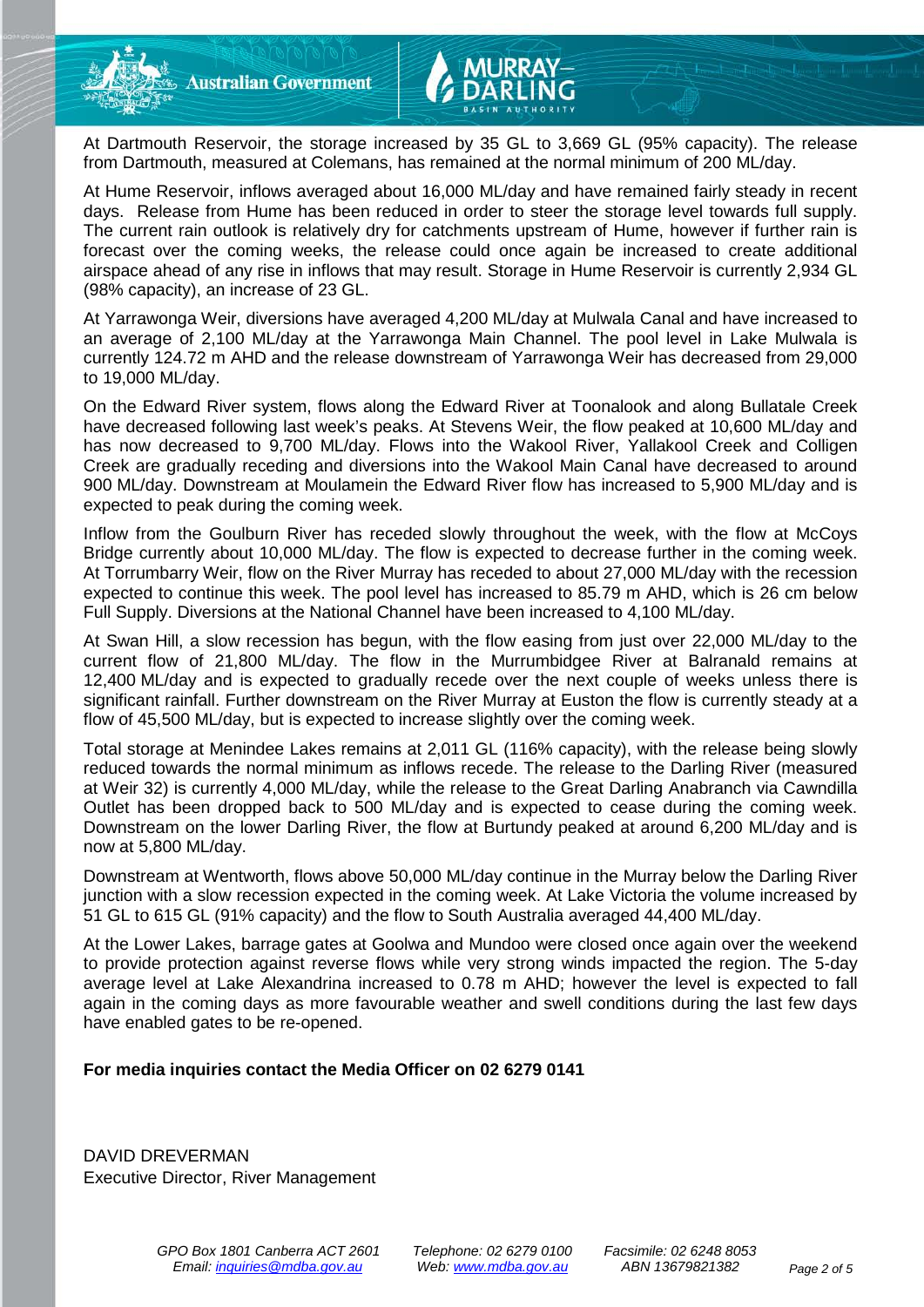At Dartmouth Reservoir, the storage increased by 35 GL to 3,669 GL (95% capacity). The release from Dartmouth, measured at Colemans, has remained at the normal minimum of 200 ML/day.

At Hume Reservoir, inflows averaged about 16,000 ML/day and have remained fairly steady in recent days. Release from Hume has been reduced in order to steer the storage level towards full supply. The current rain outlook is relatively dry for catchments upstream of Hume, however if further rain is forecast over the coming weeks, the release could once again be increased to create additional airspace ahead of any rise in inflows that may result. Storage in Hume Reservoir is currently 2,934 GL (98% capacity), an increase of 23 GL.

At Yarrawonga Weir, diversions have averaged 4,200 ML/day at Mulwala Canal and have increased to an average of 2,100 ML/day at the Yarrawonga Main Channel. The pool level in Lake Mulwala is currently 124.72 m AHD and the release downstream of Yarrawonga Weir has decreased from 29,000 to 19,000 ML/day.

On the Edward River system, flows along the Edward River at Toonalook and along Bullatale Creek have decreased following last week's peaks. At Stevens Weir, the flow peaked at 10,600 ML/day and has now decreased to 9,700 ML/day. Flows into the Wakool River, Yallakool Creek and Colligen Creek are gradually receding and diversions into the Wakool Main Canal have decreased to around 900 ML/day. Downstream at Moulamein the Edward River flow has increased to 5,900 ML/day and is expected to peak during the coming week.

Inflow from the Goulburn River has receded slowly throughout the week, with the flow at McCoys Bridge currently about 10,000 ML/day. The flow is expected to decrease further in the coming week. At Torrumbarry Weir, flow on the River Murray has receded to about 27,000 ML/day with the recession expected to continue this week. The pool level has increased to 85.79 m AHD, which is 26 cm below Full Supply. Diversions at the National Channel have been increased to 4,100 ML/day.

At Swan Hill, a slow recession has begun, with the flow easing from just over 22,000 ML/day to the current flow of 21,800 ML/day. The flow in the Murrumbidgee River at Balranald remains at 12,400 ML/day and is expected to gradually recede over the next couple of weeks unless there is significant rainfall. Further downstream on the River Murray at Euston the flow is currently steady at a flow of 45,500 ML/day, but is expected to increase slightly over the coming week.

Total storage at Menindee Lakes remains at 2,011 GL (116% capacity), with the release being slowly reduced towards the normal minimum as inflows recede. The release to the Darling River (measured at Weir 32) is currently 4,000 ML/day, while the release to the Great Darling Anabranch via Cawndilla Outlet has been dropped back to 500 ML/day and is expected to cease during the coming week. Downstream on the lower Darling River, the flow at Burtundy peaked at around 6,200 ML/day and is now at 5,800 ML/day.

Downstream at Wentworth, flows above 50,000 ML/day continue in the Murray below the Darling River junction with a slow recession expected in the coming week. At Lake Victoria the volume increased by 51 GL to 615 GL (91% capacity) and the flow to South Australia averaged 44,400 ML/day.

At the Lower Lakes, barrage gates at Goolwa and Mundoo were closed once again over the weekend to provide protection against reverse flows while very strong winds impacted the region. The 5-day average level at Lake Alexandrina increased to 0.78 m AHD; however the level is expected to fall again in the coming days as more favourable weather and swell conditions during the last few days have enabled gates to be re-opened.

**For media inquiries contact the Media Officer on 02 6279 0141**

DAVID DREVERMAN
Executive Director, River Management

*GPO Box 1801 Canberra ACT 2601* *Telephone: 02 6279 0100* *Facsimile: 02 6248 8053*
*Email: inquiries@mdba.gov.au* *Web: www.mdba.gov.au* *ABN 13679821382*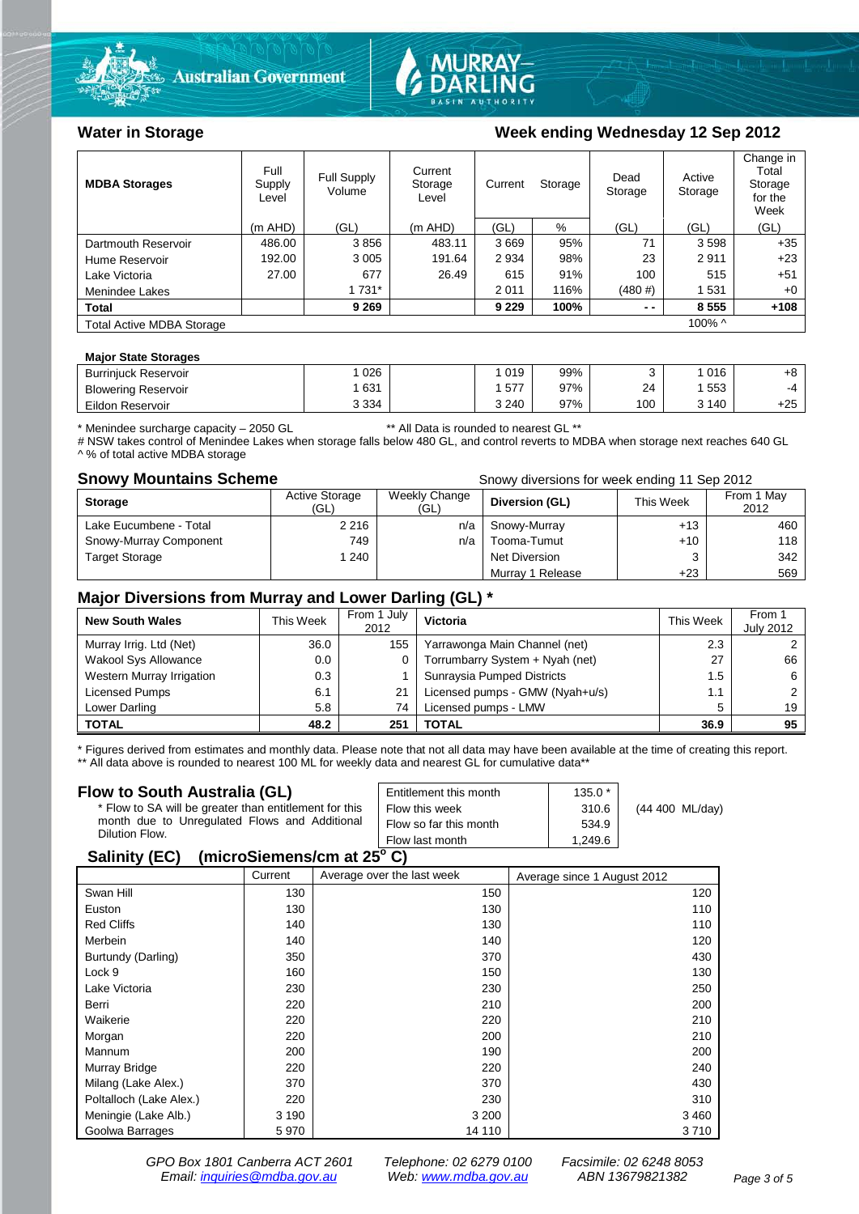Australian Government | MURRAY–DARLING BASIN AUTHORITY

## Water in Storage

### Week ending Wednesday 12 Sep 2012

| MDBA Storages | Full Supply Level | Full Supply Volume | Current Storage Level | Current Storage | | Dead Storage | Active Storage | Change in Total Storage for the Week |
|---|---|---|---|---|---|---|---|---|
| | (m AHD) | (GL) | (m AHD) | (GL) | % | (GL) | (GL) | (GL) |
| Dartmouth Reservoir | 486.00 | 3 856 | 483.11 | 3 669 | 95% | 71 | 3 598 | +35 |
| Hume Reservoir | 192.00 | 3 005 | 191.64 | 2 934 | 98% | 23 | 2 911 | +23 |
| Lake Victoria | 27.00 | 677 | 26.49 | 615 | 91% | 100 | 515 | +51 |
| Menindee Lakes | | 1 731* | | 2 011 | 116% | (480 #) | 1 531 | +0 |
| **Total** | | **9 269** | | **9 229** | **100%** | **- -** | **8 555** | **+108** |
| Total Active MDBA Storage | | | | | | | 100% ^ | |

| Major State Storages | | | | | | |
|---|---|---|---|---|---|---|
| Burrinjuck Reservoir | 1 026 | | 1 019 | 99% | 3 | 1 016 | +8 |
| Blowering Reservoir | 1 631 | | 1 577 | 97% | 24 | 1 553 | -4 |
| Eildon Reservoir | 3 334 | | 3 240 | 97% | 100 | 3 140 | +25 |

\* Menindee surcharge capacity – 2050 GL ** All Data is rounded to nearest GL **
# NSW takes control of Menindee Lakes when storage falls below 480 GL, and control reverts to MDBA when storage next reaches 640 GL
^ % of total active MDBA storage

## Snowy Mountains Scheme

Snowy diversions for week ending 11 Sep 2012

| Storage | Active Storage (GL) | Weekly Change (GL) | Diversion (GL) | This Week | From 1 May 2012 |
|---|---|---|---|---|---|
| Lake Eucumbene - Total | 2 216 | n/a | Snowy-Murray | +13 | 460 |
| Snowy-Murray Component | 749 | n/a | Tooma-Tumut | +10 | 118 |
| Target Storage | 1 240 | | Net Diversion | 3 | 342 |
| | | | Murray 1 Release | +23 | 569 |

## Major Diversions from Murray and Lower Darling (GL) *

| New South Wales | This Week | From 1 July 2012 | Victoria | This Week | From 1 July 2012 |
|---|---|---|---|---|---|
| Murray Irrig. Ltd (Net) | 36.0 | 155 | Yarrawonga Main Channel (net) | 2.3 | 2 |
| Wakool Sys Allowance | 0.0 | 0 | Torrumbarry System + Nyah (net) | 27 | 66 |
| Western Murray Irrigation | 0.3 | 1 | Sunraysia Pumped Districts | 1.5 | 6 |
| Licensed Pumps | 6.1 | 21 | Licensed pumps - GMW (Nyah+u/s) | 1.1 | 2 |
| Lower Darling | 5.8 | 74 | Licensed pumps - LMW | 5 | 19 |
| **TOTAL** | **48.2** | **251** | **TOTAL** | **36.9** | **95** |

\* Figures derived from estimates and monthly data. Please note that not all data may have been available at the time of creating this report.
** All data above is rounded to nearest 100 ML for weekly data and nearest GL for cumulative data**

## Flow to South Australia (GL)

\* Flow to SA will be greater than entitlement for this month due to Unregulated Flows and Additional Dilution Flow.

| | | |
|---|---|---|
| Entitlement this month | 135.0 * | |
| Flow this week | 310.6 | (44 400 ML/day) |
| Flow so far this month | 534.9 | |
| Flow last month | 1,249.6 | |

## Salinity (EC) (microSiemens/cm at 25° C)

| | Current | Average over the last week | Average since 1 August 2012 |
|---|---|---|---|
| Swan Hill | 130 | 150 | 120 |
| Euston | 130 | 130 | 110 |
| Red Cliffs | 140 | 130 | 110 |
| Merbein | 140 | 140 | 120 |
| Burtundy (Darling) | 350 | 370 | 430 |
| Lock 9 | 160 | 150 | 130 |
| Lake Victoria | 230 | 230 | 250 |
| Berri | 220 | 210 | 200 |
| Waikerie | 220 | 220 | 210 |
| Morgan | 220 | 200 | 210 |
| Mannum | 200 | 190 | 200 |
| Murray Bridge | 220 | 220 | 240 |
| Milang (Lake Alex.) | 370 | 370 | 430 |
| Poltalloch (Lake Alex.) | 220 | 230 | 310 |
| Meningie (Lake Alb.) | 3 190 | 3 200 | 3 460 |
| Goolwa Barrages | 5 970 | 14 110 | 3 710 |

GPO Box 1801 Canberra ACT 2601 Telephone: 02 6279 0100 Facsimile: 02 6248 8053
Email: inquiries@mdba.gov.au Web: www.mdba.gov.au ABN 13679821382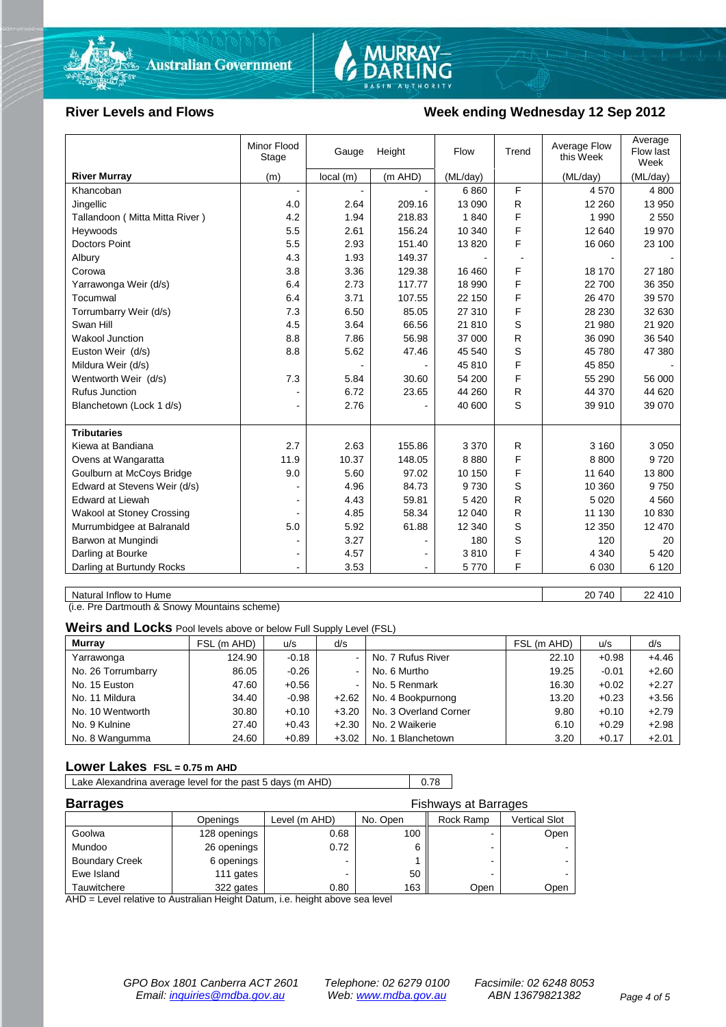Australian Government — MURRAY-DARLING BASIN AUTHORITY

## River Levels and Flows

## Week ending Wednesday 12 Sep 2012

| River Murray | Minor Flood Stage (m) | Gauge Height local (m) | Gauge Height (m AHD) | Flow (ML/day) | Trend | Average Flow this Week (ML/day) | Average Flow last Week (ML/day) |
|---|---|---|---|---|---|---|---|
| Khancoban | - | - | - | 6 860 | F | 4 570 | 4 800 |
| Jingellic | 4.0 | 2.64 | 209.16 | 13 090 | R | 12 260 | 13 950 |
| Tallandoon ( Mitta Mitta River ) | 4.2 | 1.94 | 218.83 | 1 840 | F | 1 990 | 2 550 |
| Heywoods | 5.5 | 2.61 | 156.24 | 10 340 | F | 12 640 | 19 970 |
| Doctors Point | 5.5 | 2.93 | 151.40 | 13 820 | F | 16 060 | 23 100 |
| Albury | 4.3 | 1.93 | 149.37 | - | - | - | - |
| Corowa | 3.8 | 3.36 | 129.38 | 16 460 | F | 18 170 | 27 180 |
| Yarrawonga Weir (d/s) | 6.4 | 2.73 | 117.77 | 18 990 | F | 22 700 | 36 350 |
| Tocumwal | 6.4 | 3.71 | 107.55 | 22 150 | F | 26 470 | 39 570 |
| Torrumbarry Weir (d/s) | 7.3 | 6.50 | 85.05 | 27 310 | F | 28 230 | 32 630 |
| Swan Hill | 4.5 | 3.64 | 66.56 | 21 810 | S | 21 980 | 21 920 |
| Wakool Junction | 8.8 | 7.86 | 56.98 | 37 000 | R | 36 090 | 36 540 |
| Euston Weir (d/s) | 8.8 | 5.62 | 47.46 | 45 540 | S | 45 780 | 47 380 |
| Mildura Weir (d/s) | | - | - | 45 810 | F | 45 850 | - |
| Wentworth Weir (d/s) | 7.3 | 5.84 | 30.60 | 54 200 | F | 55 290 | 56 000 |
| Rufus Junction | - | 6.72 | 23.65 | 44 260 | R | 44 370 | 44 620 |
| Blanchetown (Lock 1 d/s) | - | 2.76 | - | 40 600 | S | 39 910 | 39 070 |
| **Tributaries** | | | | | | | |
| Kiewa at Bandiana | 2.7 | 2.63 | 155.86 | 3 370 | R | 3 160 | 3 050 |
| Ovens at Wangaratta | 11.9 | 10.37 | 148.05 | 8 880 | F | 8 800 | 9 720 |
| Goulburn at McCoys Bridge | 9.0 | 5.60 | 97.02 | 10 150 | F | 11 640 | 13 800 |
| Edward at Stevens Weir (d/s) | - | 4.96 | 84.73 | 9 730 | S | 10 360 | 9 750 |
| Edward at Liewah | - | 4.43 | 59.81 | 5 420 | R | 5 020 | 4 560 |
| Wakool at Stoney Crossing | - | 4.85 | 58.34 | 12 040 | R | 11 130 | 10 830 |
| Murrumbidgee at Balranald | 5.0 | 5.92 | 61.88 | 12 340 | S | 12 350 | 12 470 |
| Barwon at Mungindi | - | 3.27 | - | 180 | S | 120 | 20 |
| Darling at Bourke | - | 4.57 | - | 3 810 | F | 4 340 | 5 420 |
| Darling at Burtundy Rocks | - | 3.53 | - | 5 770 | F | 6 030 | 6 120 |
| Natural Inflow to Hume | | | | | | 20 740 | 22 410 |

(i.e. Pre Dartmouth & Snowy Mountains scheme)

## Weirs and Locks
Pool levels above or below Full Supply Level (FSL)

| Murray | FSL (m AHD) | u/s | d/s | | FSL (m AHD) | u/s | d/s |
|---|---|---|---|---|---|---|---|
| Yarrawonga | 124.90 | -0.18 | - | No. 7 Rufus River | 22.10 | +0.98 | +4.46 |
| No. 26 Torrumbarry | 86.05 | -0.26 | - | No. 6 Murtho | 19.25 | -0.01 | +2.60 |
| No. 15 Euston | 47.60 | +0.56 | - | No. 5 Renmark | 16.30 | +0.02 | +2.27 |
| No. 11 Mildura | 34.40 | -0.98 | +2.62 | No. 4 Bookpurnong | 13.20 | +0.23 | +3.56 |
| No. 10 Wentworth | 30.80 | +0.10 | +3.20 | No. 3 Overland Corner | 9.80 | +0.10 | +2.79 |
| No. 9 Kulnine | 27.40 | +0.43 | +2.30 | No. 2 Waikerie | 6.10 | +0.29 | +2.98 |
| No. 8 Wangumma | 24.60 | +0.89 | +3.02 | No. 1 Blanchetown | 3.20 | +0.17 | +2.01 |

## Lower Lakes
FSL = 0.75 m AHD

| Lake Alexandrina average level for the past 5 days (m AHD) | 0.78 |
|---|---|

## Barrages

| | Openings | Level (m AHD) | No. Open | Fishways at Barrages: Rock Ramp | Fishways at Barrages: Vertical Slot |
|---|---|---|---|---|---|
| Goolwa | 128 openings | 0.68 | 100 | - | Open |
| Mundoo | 26 openings | 0.72 | 6 | - | - |
| Boundary Creek | 6 openings | - | 1 | - | - |
| Ewe Island | 111 gates | - | 50 | - | - |
| Tauwitchere | 322 gates | 0.80 | 163 | Open | Open |

AHD = Level relative to Australian Height Datum, i.e. height above sea level

*GPO Box 1801 Canberra ACT 2601* — *Telephone: 02 6279 0100* — *Facsimile: 02 6248 8053*
*Email: inquiries@mdba.gov.au* — *Web: www.mdba.gov.au* — *ABN 13679821382*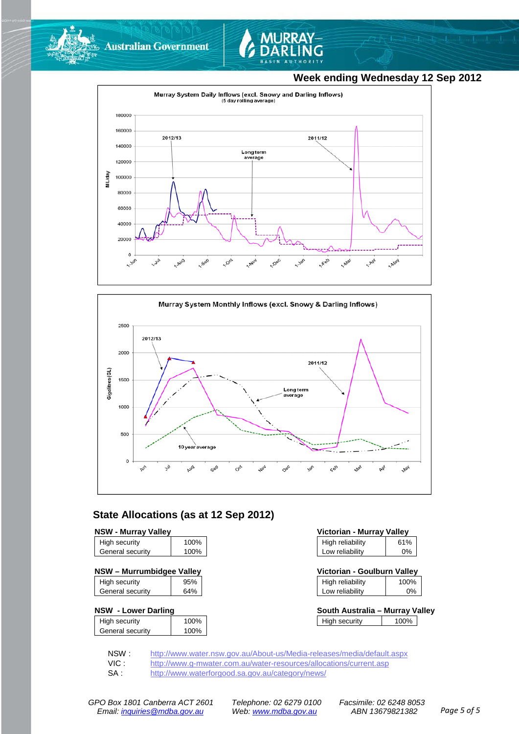Week ending Wednesday 12 Sep 2012

Murray System Daily Inflows (excl. Snowy and Darling Inflows)
(5 day rolling average)

ML/day

180000
160000
140000
120000
100000
80000
60000
40000
20000
0

2012/13
2011/12
Long term average

1-Jun 1-Jul 1-Aug 1-Sep 1-Oct 1-Nov 1-Dec 1-Jan 1-Feb 1-Mar 1-Apr 1-May

Murray System Monthly Inflows (excl. Snowy & Darling Inflows)

Gigalitres (GL)

2500
2000
1500
1000
500
0

2012/13
2011/12
Long term average
10 year average

Jun Jul Aug Sep Oct Nov Dec Jan Feb Mar Apr May

## State Allocations (as at 12 Sep 2012)

**NSW - Murray Valley**

| | |
|---|---|
| High security | 100% |
| General security | 100% |

**NSW – Murrumbidgee Valley**

| | |
|---|---|
| High security | 95% |
| General security | 64% |

**NSW - Lower Darling**

| | |
|---|---|
| High security | 100% |
| General security | 100% |

**Victorian - Murray Valley**

| | |
|---|---|
| High reliability | 61% |
| Low reliability | 0% |

**Victorian - Goulburn Valley**

| | |
|---|---|
| High reliability | 100% |
| Low reliability | 0% |

**South Australia – Murray Valley**

| | |
|---|---|
| High security | 100% |

NSW : http://www.water.nsw.gov.au/About-us/Media-releases/media/default.aspx
VIC : http://www.g-mwater.com.au/water-resources/allocations/current.asp
SA : http://www.waterforgood.sa.gov.au/category/news/

*GPO Box 1801 Canberra ACT 2601 Email: inquiries@mdba.gov.au*
*Telephone: 02 6279 0100 Web: www.mdba.gov.au*
*Facsimile: 02 6248 8053 ABN 13679821382*